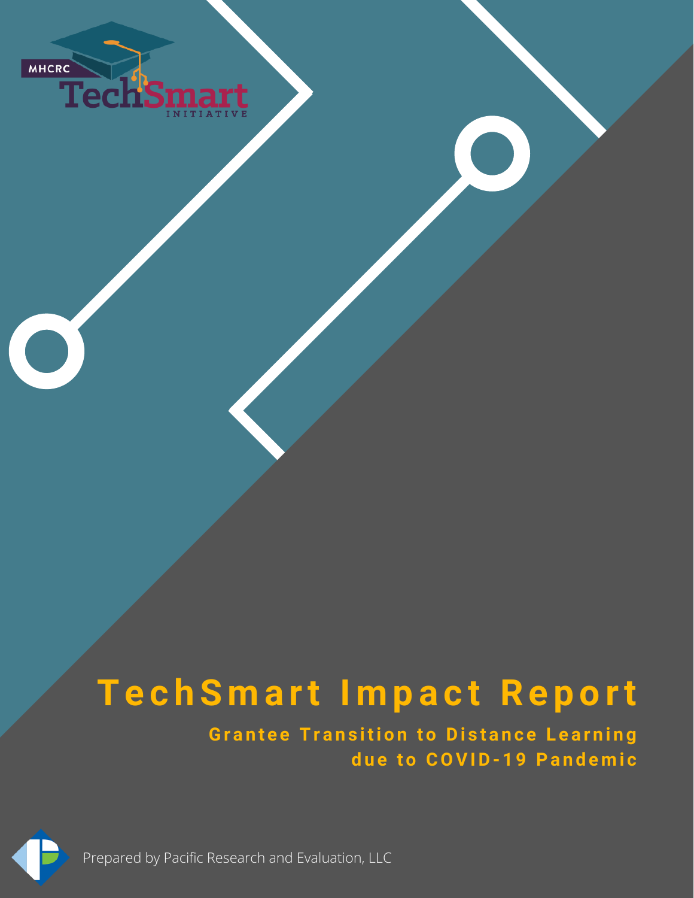MHCRC TechSmart INITIATIVE

# TechSmart Impact Report

## Grantee Transition to Distance Learning due to COVID-19 Pandemic

Prepared by Pacific Research and Evaluation, LLC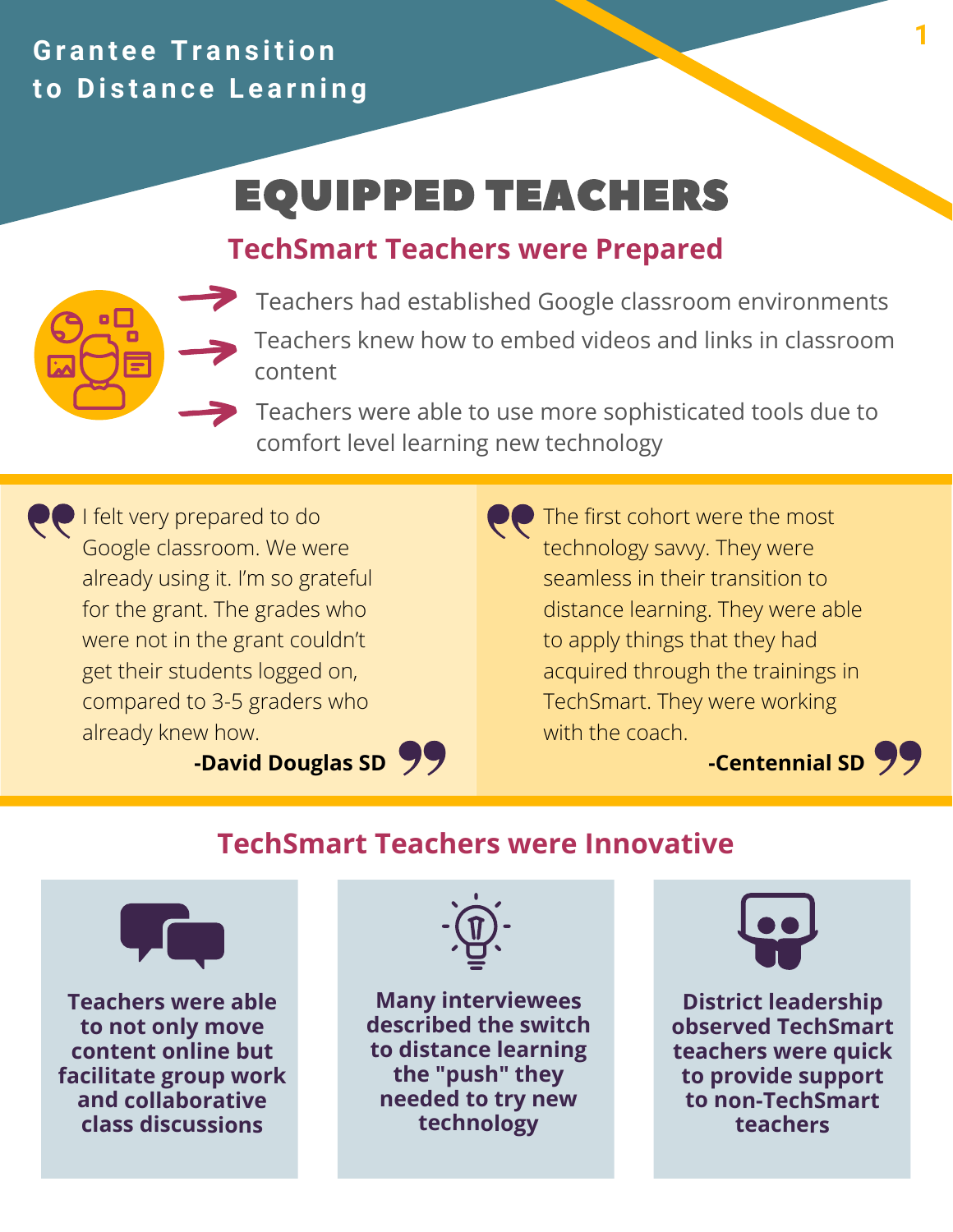Grantee Transition to Distance Learning

# EQUIPPED TEACHERS

## TechSmart Teachers were Prepared

- Teachers had established Google classroom environments
- Teachers knew how to embed videos and links in classroom content
- Teachers were able to use more sophisticated tools due to comfort level learning new technology

> I felt very prepared to do Google classroom. We were already using it. I'm so grateful for the grant. The grades who were not in the grant couldn't get their students logged on, compared to 3-5 graders who already knew how.
>
> **-David Douglas SD**

> The first cohort were the most technology savvy. They were seamless in their transition to distance learning. They were able to apply things that they had acquired through the trainings in TechSmart. They were working with the coach.
>
> **-Centennial SD**

## TechSmart Teachers were Innovative

**Teachers were able to not only move content online but facilitate group work and collaborative class discussions**

**Many interviewees described the switch to distance learning the "push" they needed to try new technology**

**District leadership observed TechSmart teachers were quick to provide support to non-TechSmart teachers**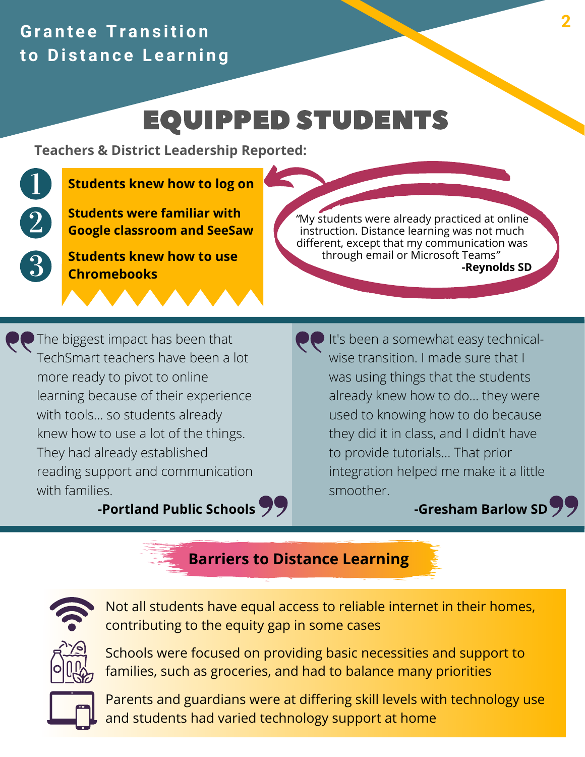# Grantee Transition to Distance Learning

## EQUIPPED STUDENTS

**Teachers & District Leadership Reported:**

1. **Students knew how to log on**
2. **Students were familiar with Google classroom and SeeSaw**
3. **Students knew how to use Chromebooks**

> "My students were already practiced at online instruction. Distance learning was not much different, except that my communication was through email or Microsoft Teams"
> **-Reynolds SD**

> The biggest impact has been that TechSmart teachers have been a lot more ready to pivot to online learning because of their experience with tools... so students already knew how to use a lot of the things. They had already established reading support and communication with families.
> **-Portland Public Schools**

> It's been a somewhat easy technical-wise transition. I made sure that I was using things that the students already knew how to do... they were used to knowing how to do because they did it in class, and I didn't have to provide tutorials... That prior integration helped me make it a little smoother.
> **-Gresham Barlow SD**

### Barriers to Distance Learning

- Not all students have equal access to reliable internet in their homes, contributing to the equity gap in some cases
- Schools were focused on providing basic necessities and support to families, such as groceries, and had to balance many priorities
- Parents and guardians were at differing skill levels with technology use and students had varied technology support at home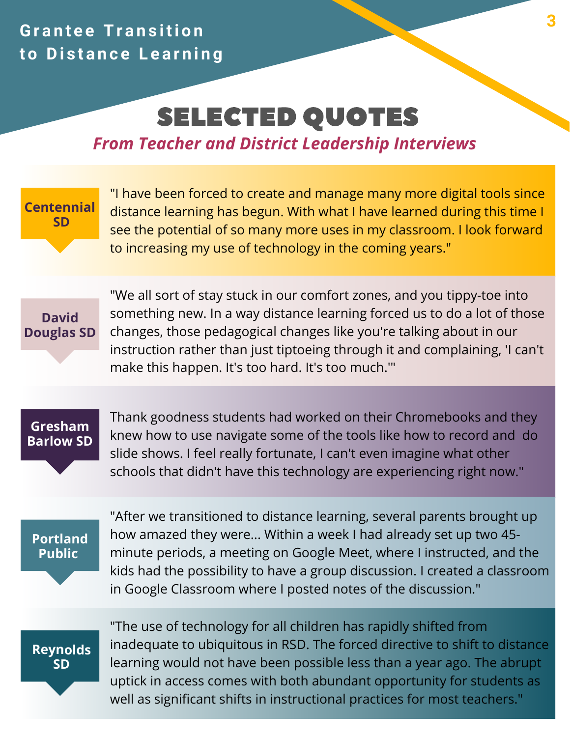Grantee Transition to Distance Learning

# SELECTED QUOTES

***From Teacher and District Leadership Interviews***

**Centennial SD**

"I have been forced to create and manage many more digital tools since distance learning has begun. With what I have learned during this time I see the potential of so many more uses in my classroom. I look forward to increasing my use of technology in the coming years."

**David Douglas SD**

"We all sort of stay stuck in our comfort zones, and you tippy-toe into something new. In a way distance learning forced us to do a lot of those changes, those pedagogical changes like you're talking about in our instruction rather than just tiptoeing through it and complaining, 'I can't make this happen. It's too hard. It's too much.'"

**Gresham Barlow SD**

Thank goodness students had worked on their Chromebooks and they knew how to use navigate some of the tools like how to record and do slide shows. I feel really fortunate, I can't even imagine what other schools that didn't have this technology are experiencing right now."

**Portland Public**

"After we transitioned to distance learning, several parents brought up how amazed they were... Within a week I had already set up two 45-minute periods, a meeting on Google Meet, where I instructed, and the kids had the possibility to have a group discussion. I created a classroom in Google Classroom where I posted notes of the discussion."

**Reynolds SD**

"The use of technology for all children has rapidly shifted from inadequate to ubiquitous in RSD. The forced directive to shift to distance learning would not have been possible less than a year ago. The abrupt uptick in access comes with both abundant opportunity for students as well as significant shifts in instructional practices for most teachers."